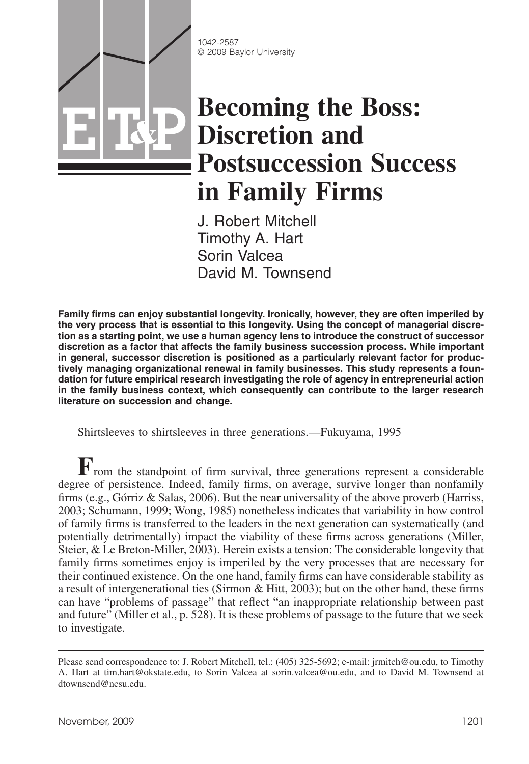1042-2587
© 2009 Baylor University

# Becoming the Boss: Discretion and Postsuccession Success in Family Firms

J. Robert Mitchell
Timothy A. Hart
Sorin Valcea
David M. Townsend

**Family firms can enjoy substantial longevity. Ironically, however, they are often imperiled by the very process that is essential to this longevity. Using the concept of managerial discretion as a starting point, we use a human agency lens to introduce the construct of successor discretion as a factor that affects the family business succession process. While important in general, successor discretion is positioned as a particularly relevant factor for productively managing organizational renewal in family businesses. This study represents a foundation for future empirical research investigating the role of agency in entrepreneurial action in the family business context, which consequently can contribute to the larger research literature on succession and change.**

Shirtsleeves to shirtsleeves in three generations.—Fukuyama, 1995

**F**rom the standpoint of firm survival, three generations represent a considerable degree of persistence. Indeed, family firms, on average, survive longer than nonfamily firms (e.g., Górriz & Salas, 2006). But the near universality of the above proverb (Harriss, 2003; Schumann, 1999; Wong, 1985) nonetheless indicates that variability in how control of family firms is transferred to the leaders in the next generation can systematically (and potentially detrimentally) impact the viability of these firms across generations (Miller, Steier, & Le Breton-Miller, 2003). Herein exists a tension: The considerable longevity that family firms sometimes enjoy is imperiled by the very processes that are necessary for their continued existence. On the one hand, family firms can have considerable stability as a result of intergenerational ties (Sirmon & Hitt, 2003); but on the other hand, these firms can have "problems of passage" that reflect "an inappropriate relationship between past and future" (Miller et al., p. 528). It is these problems of passage to the future that we seek to investigate.

Please send correspondence to: J. Robert Mitchell, tel.: (405) 325-5692; e-mail: jrmitch@ou.edu, to Timothy A. Hart at tim.hart@okstate.edu, to Sorin Valcea at sorin.valcea@ou.edu, and to David M. Townsend at dtownsend@ncsu.edu.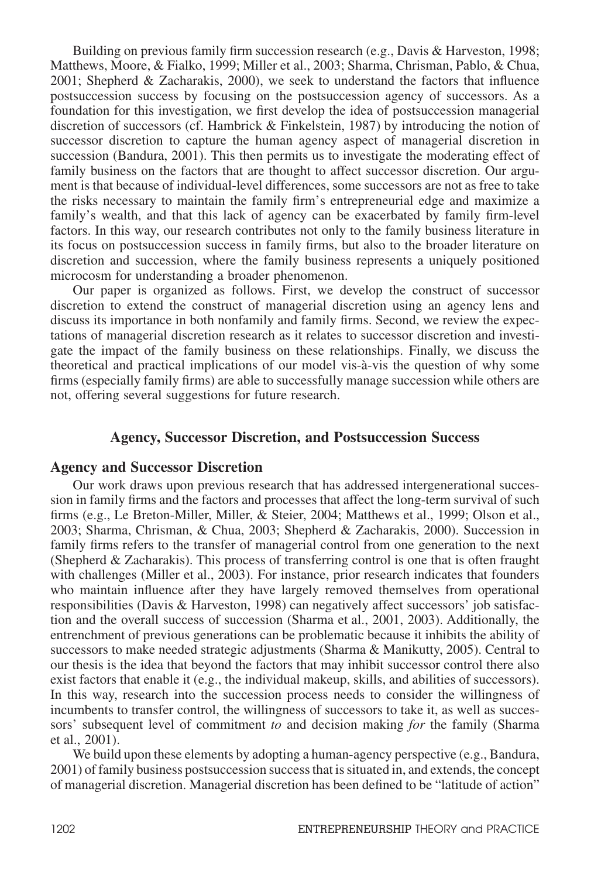Building on previous family firm succession research (e.g., Davis & Harveston, 1998; Matthews, Moore, & Fialko, 1999; Miller et al., 2003; Sharma, Chrisman, Pablo, & Chua, 2001; Shepherd & Zacharakis, 2000), we seek to understand the factors that influence postsuccession success by focusing on the postsuccession agency of successors. As a foundation for this investigation, we first develop the idea of postsuccession managerial discretion of successors (cf. Hambrick & Finkelstein, 1987) by introducing the notion of successor discretion to capture the human agency aspect of managerial discretion in succession (Bandura, 2001). This then permits us to investigate the moderating effect of family business on the factors that are thought to affect successor discretion. Our argument is that because of individual-level differences, some successors are not as free to take the risks necessary to maintain the family firm's entrepreneurial edge and maximize a family's wealth, and that this lack of agency can be exacerbated by family firm-level factors. In this way, our research contributes not only to the family business literature in its focus on postsuccession success in family firms, but also to the broader literature on discretion and succession, where the family business represents a uniquely positioned microcosm for understanding a broader phenomenon.

Our paper is organized as follows. First, we develop the construct of successor discretion to extend the construct of managerial discretion using an agency lens and discuss its importance in both nonfamily and family firms. Second, we review the expectations of managerial discretion research as it relates to successor discretion and investigate the impact of the family business on these relationships. Finally, we discuss the theoretical and practical implications of our model vis-à-vis the question of why some firms (especially family firms) are able to successfully manage succession while others are not, offering several suggestions for future research.

## Agency, Successor Discretion, and Postsuccession Success

### Agency and Successor Discretion

Our work draws upon previous research that has addressed intergenerational succession in family firms and the factors and processes that affect the long-term survival of such firms (e.g., Le Breton-Miller, Miller, & Steier, 2004; Matthews et al., 1999; Olson et al., 2003; Sharma, Chrisman, & Chua, 2003; Shepherd & Zacharakis, 2000). Succession in family firms refers to the transfer of managerial control from one generation to the next (Shepherd & Zacharakis). This process of transferring control is one that is often fraught with challenges (Miller et al., 2003). For instance, prior research indicates that founders who maintain influence after they have largely removed themselves from operational responsibilities (Davis & Harveston, 1998) can negatively affect successors' job satisfaction and the overall success of succession (Sharma et al., 2001, 2003). Additionally, the entrenchment of previous generations can be problematic because it inhibits the ability of successors to make needed strategic adjustments (Sharma & Manikutty, 2005). Central to our thesis is the idea that beyond the factors that may inhibit successor control there also exist factors that enable it (e.g., the individual makeup, skills, and abilities of successors). In this way, research into the succession process needs to consider the willingness of incumbents to transfer control, the willingness of successors to take it, as well as successors' subsequent level of commitment *to* and decision making *for* the family (Sharma et al., 2001).

We build upon these elements by adopting a human-agency perspective (e.g., Bandura, 2001) of family business postsuccession success that is situated in, and extends, the concept of managerial discretion. Managerial discretion has been defined to be "latitude of action"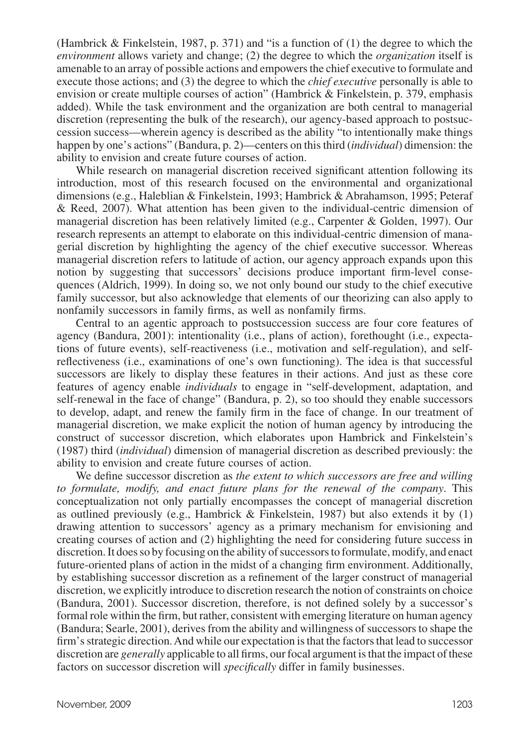(Hambrick & Finkelstein, 1987, p. 371) and "is a function of (1) the degree to which the *environment* allows variety and change; (2) the degree to which the *organization* itself is amenable to an array of possible actions and empowers the chief executive to formulate and execute those actions; and (3) the degree to which the *chief executive* personally is able to envision or create multiple courses of action" (Hambrick & Finkelstein, p. 379, emphasis added). While the task environment and the organization are both central to managerial discretion (representing the bulk of the research), our agency-based approach to postsuccession success—wherein agency is described as the ability "to intentionally make things happen by one's actions" (Bandura, p. 2)—centers on this third (*individual*) dimension: the ability to envision and create future courses of action.

While research on managerial discretion received significant attention following its introduction, most of this research focused on the environmental and organizational dimensions (e.g., Haleblian & Finkelstein, 1993; Hambrick & Abrahamson, 1995; Peteraf & Reed, 2007). What attention has been given to the individual-centric dimension of managerial discretion has been relatively limited (e.g., Carpenter & Golden, 1997). Our research represents an attempt to elaborate on this individual-centric dimension of managerial discretion by highlighting the agency of the chief executive successor. Whereas managerial discretion refers to latitude of action, our agency approach expands upon this notion by suggesting that successors' decisions produce important firm-level consequences (Aldrich, 1999). In doing so, we not only bound our study to the chief executive family successor, but also acknowledge that elements of our theorizing can also apply to nonfamily successors in family firms, as well as nonfamily firms.

Central to an agentic approach to postsuccession success are four core features of agency (Bandura, 2001): intentionality (i.e., plans of action), forethought (i.e., expectations of future events), self-reactiveness (i.e., motivation and self-regulation), and self-reflectiveness (i.e., examinations of one's own functioning). The idea is that successful successors are likely to display these features in their actions. And just as these core features of agency enable *individuals* to engage in "self-development, adaptation, and self-renewal in the face of change" (Bandura, p. 2), so too should they enable successors to develop, adapt, and renew the family firm in the face of change. In our treatment of managerial discretion, we make explicit the notion of human agency by introducing the construct of successor discretion, which elaborates upon Hambrick and Finkelstein's (1987) third (*individual*) dimension of managerial discretion as described previously: the ability to envision and create future courses of action.

We define successor discretion as *the extent to which successors are free and willing to formulate, modify, and enact future plans for the renewal of the company*. This conceptualization not only partially encompasses the concept of managerial discretion as outlined previously (e.g., Hambrick & Finkelstein, 1987) but also extends it by (1) drawing attention to successors' agency as a primary mechanism for envisioning and creating courses of action and (2) highlighting the need for considering future success in discretion. It does so by focusing on the ability of successors to formulate, modify, and enact future-oriented plans of action in the midst of a changing firm environment. Additionally, by establishing successor discretion as a refinement of the larger construct of managerial discretion, we explicitly introduce to discretion research the notion of constraints on choice (Bandura, 2001). Successor discretion, therefore, is not defined solely by a successor's formal role within the firm, but rather, consistent with emerging literature on human agency (Bandura; Searle, 2001), derives from the ability and willingness of successors to shape the firm's strategic direction. And while our expectation is that the factors that lead to successor discretion are *generally* applicable to all firms, our focal argument is that the impact of these factors on successor discretion will *specifically* differ in family businesses.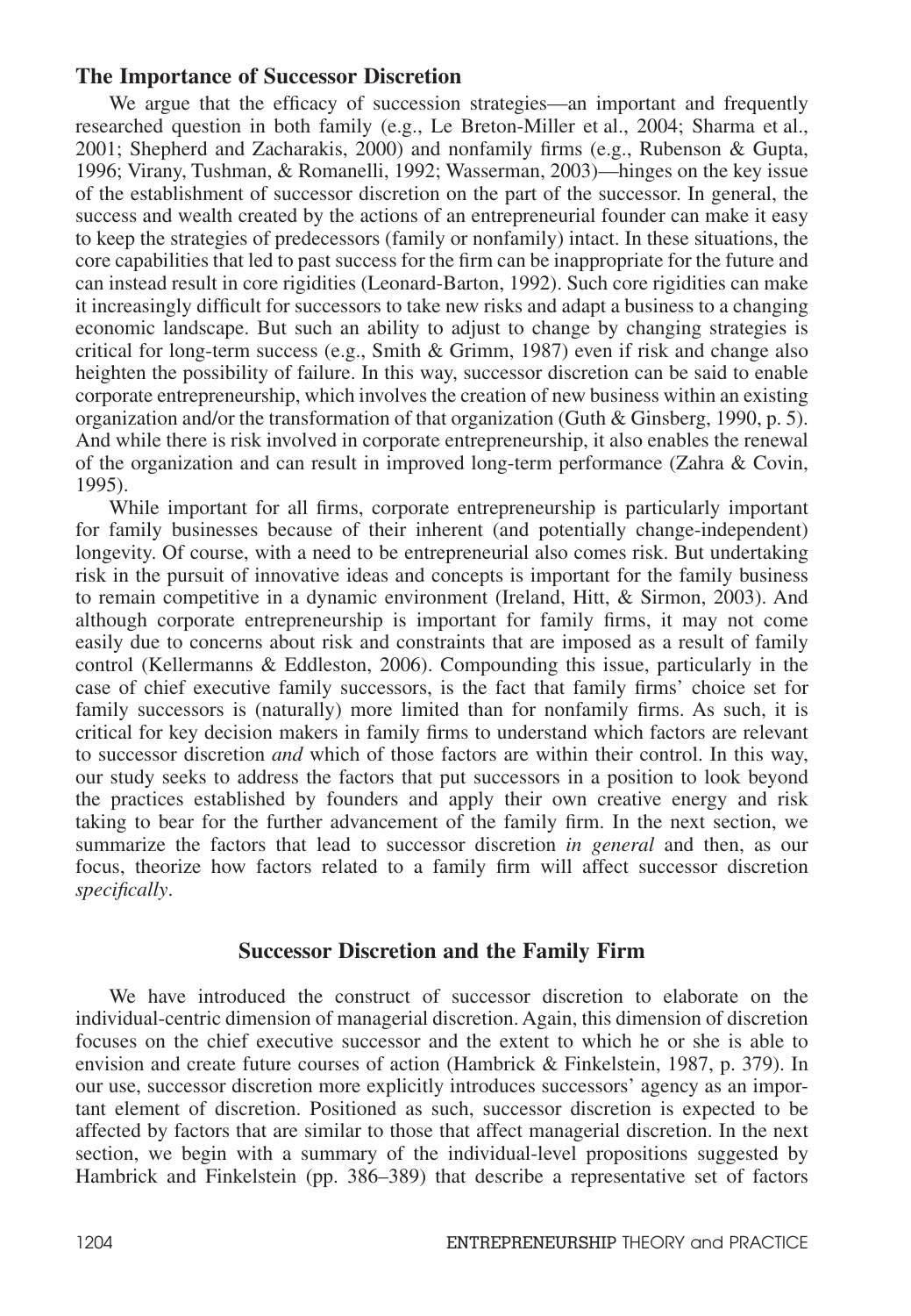## The Importance of Successor Discretion

We argue that the efficacy of succession strategies—an important and frequently researched question in both family (e.g., Le Breton-Miller et al., 2004; Sharma et al., 2001; Shepherd and Zacharakis, 2000) and nonfamily firms (e.g., Rubenson & Gupta, 1996; Virany, Tushman, & Romanelli, 1992; Wasserman, 2003)—hinges on the key issue of the establishment of successor discretion on the part of the successor. In general, the success and wealth created by the actions of an entrepreneurial founder can make it easy to keep the strategies of predecessors (family or nonfamily) intact. In these situations, the core capabilities that led to past success for the firm can be inappropriate for the future and can instead result in core rigidities (Leonard-Barton, 1992). Such core rigidities can make it increasingly difficult for successors to take new risks and adapt a business to a changing economic landscape. But such an ability to adjust to change by changing strategies is critical for long-term success (e.g., Smith & Grimm, 1987) even if risk and change also heighten the possibility of failure. In this way, successor discretion can be said to enable corporate entrepreneurship, which involves the creation of new business within an existing organization and/or the transformation of that organization (Guth & Ginsberg, 1990, p. 5). And while there is risk involved in corporate entrepreneurship, it also enables the renewal of the organization and can result in improved long-term performance (Zahra & Covin, 1995).

While important for all firms, corporate entrepreneurship is particularly important for family businesses because of their inherent (and potentially change-independent) longevity. Of course, with a need to be entrepreneurial also comes risk. But undertaking risk in the pursuit of innovative ideas and concepts is important for the family business to remain competitive in a dynamic environment (Ireland, Hitt, & Sirmon, 2003). And although corporate entrepreneurship is important for family firms, it may not come easily due to concerns about risk and constraints that are imposed as a result of family control (Kellermanns & Eddleston, 2006). Compounding this issue, particularly in the case of chief executive family successors, is the fact that family firms' choice set for family successors is (naturally) more limited than for nonfamily firms. As such, it is critical for key decision makers in family firms to understand which factors are relevant to successor discretion *and* which of those factors are within their control. In this way, our study seeks to address the factors that put successors in a position to look beyond the practices established by founders and apply their own creative energy and risk taking to bear for the further advancement of the family firm. In the next section, we summarize the factors that lead to successor discretion *in general* and then, as our focus, theorize how factors related to a family firm will affect successor discretion *specifically*.

## Successor Discretion and the Family Firm

We have introduced the construct of successor discretion to elaborate on the individual-centric dimension of managerial discretion. Again, this dimension of discretion focuses on the chief executive successor and the extent to which he or she is able to envision and create future courses of action (Hambrick & Finkelstein, 1987, p. 379). In our use, successor discretion more explicitly introduces successors' agency as an important element of discretion. Positioned as such, successor discretion is expected to be affected by factors that are similar to those that affect managerial discretion. In the next section, we begin with a summary of the individual-level propositions suggested by Hambrick and Finkelstein (pp. 386–389) that describe a representative set of factors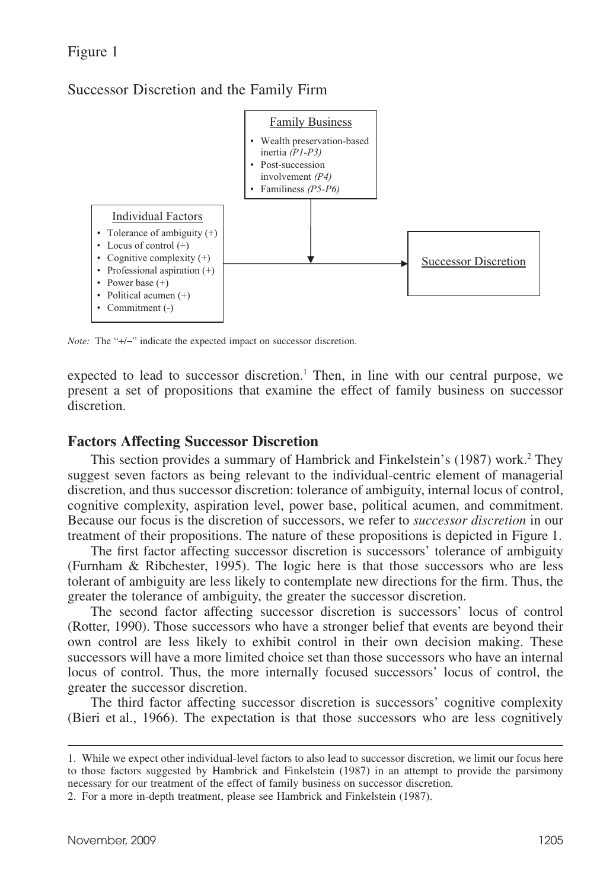Figure 1

Successor Discretion and the Family Firm

Family Business
- Wealth preservation-based inertia *(P1-P3)*
- Post-succession involvement *(P4)*
- Familiness *(P5-P6)*

Individual Factors
- Tolerance of ambiguity (+)
- Locus of control (+)
- Cognitive complexity (+)
- Professional aspiration (+)
- Power base (+)
- Political acumen (+)
- Commitment (-)

Successor Discretion

*Note:* The "+/−" indicate the expected impact on successor discretion.

expected to lead to successor discretion.[1] Then, in line with our central purpose, we present a set of propositions that examine the effect of family business on successor discretion.

## Factors Affecting Successor Discretion

This section provides a summary of Hambrick and Finkelstein's (1987) work.[2] They suggest seven factors as being relevant to the individual-centric element of managerial discretion, and thus successor discretion: tolerance of ambiguity, internal locus of control, cognitive complexity, aspiration level, power base, political acumen, and commitment. Because our focus is the discretion of successors, we refer to *successor discretion* in our treatment of their propositions. The nature of these propositions is depicted in Figure 1.

The first factor affecting successor discretion is successors' tolerance of ambiguity (Furnham & Ribchester, 1995). The logic here is that those successors who are less tolerant of ambiguity are less likely to contemplate new directions for the firm. Thus, the greater the tolerance of ambiguity, the greater the successor discretion.

The second factor affecting successor discretion is successors' locus of control (Rotter, 1990). Those successors who have a stronger belief that events are beyond their own control are less likely to exhibit control in their own decision making. These successors will have a more limited choice set than those successors who have an internal locus of control. Thus, the more internally focused successors' locus of control, the greater the successor discretion.

The third factor affecting successor discretion is successors' cognitive complexity (Bieri et al., 1966). The expectation is that those successors who are less cognitively

1. While we expect other individual-level factors to also lead to successor discretion, we limit our focus here to those factors suggested by Hambrick and Finkelstein (1987) in an attempt to provide the parsimony necessary for our treatment of the effect of family business on successor discretion.

2. For a more in-depth treatment, please see Hambrick and Finkelstein (1987).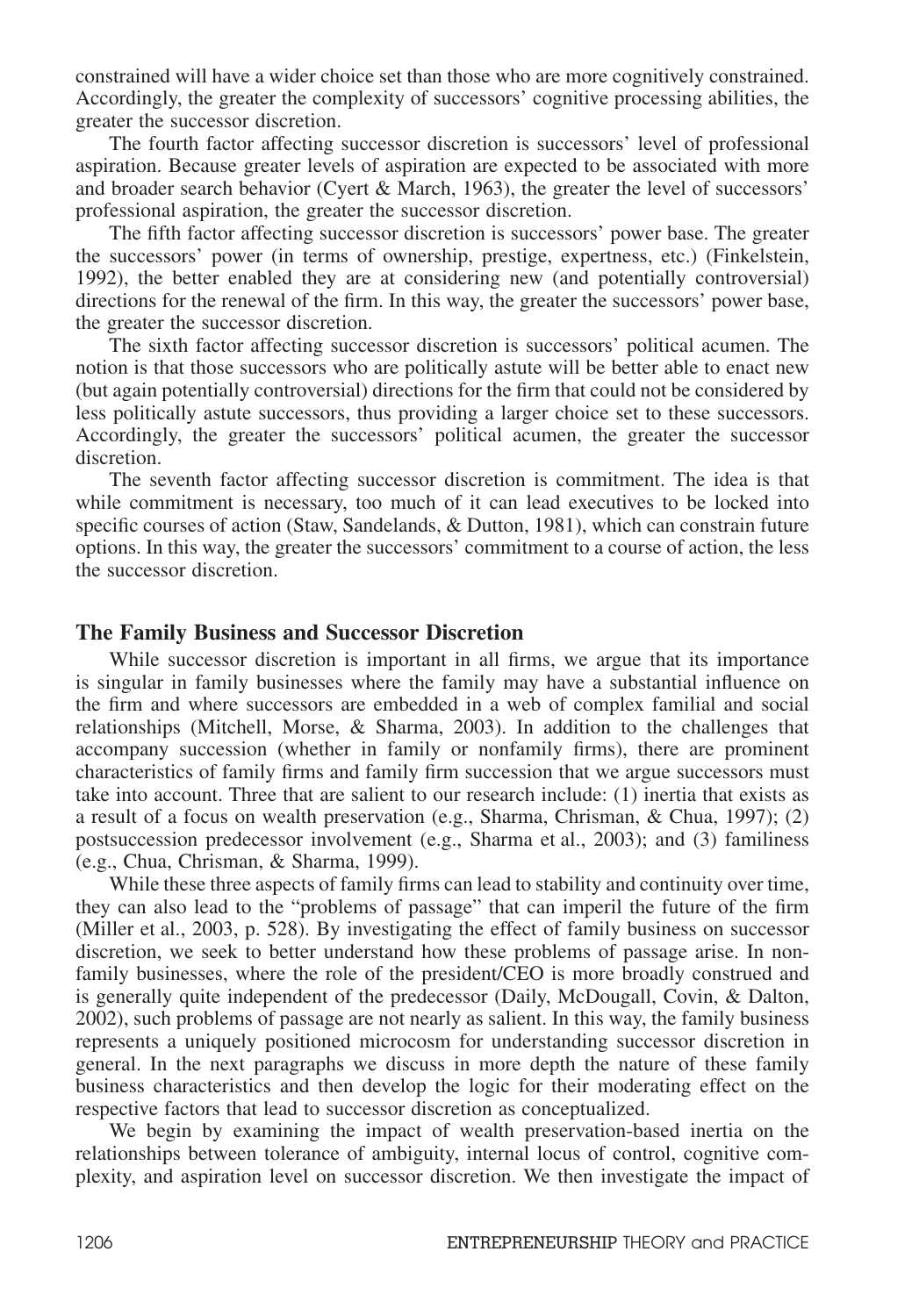constrained will have a wider choice set than those who are more cognitively constrained. Accordingly, the greater the complexity of successors' cognitive processing abilities, the greater the successor discretion.

The fourth factor affecting successor discretion is successors' level of professional aspiration. Because greater levels of aspiration are expected to be associated with more and broader search behavior (Cyert & March, 1963), the greater the level of successors' professional aspiration, the greater the successor discretion.

The fifth factor affecting successor discretion is successors' power base. The greater the successors' power (in terms of ownership, prestige, expertness, etc.) (Finkelstein, 1992), the better enabled they are at considering new (and potentially controversial) directions for the renewal of the firm. In this way, the greater the successors' power base, the greater the successor discretion.

The sixth factor affecting successor discretion is successors' political acumen. The notion is that those successors who are politically astute will be better able to enact new (but again potentially controversial) directions for the firm that could not be considered by less politically astute successors, thus providing a larger choice set to these successors. Accordingly, the greater the successors' political acumen, the greater the successor discretion.

The seventh factor affecting successor discretion is commitment. The idea is that while commitment is necessary, too much of it can lead executives to be locked into specific courses of action (Staw, Sandelands, & Dutton, 1981), which can constrain future options. In this way, the greater the successors' commitment to a course of action, the less the successor discretion.

## The Family Business and Successor Discretion

While successor discretion is important in all firms, we argue that its importance is singular in family businesses where the family may have a substantial influence on the firm and where successors are embedded in a web of complex familial and social relationships (Mitchell, Morse, & Sharma, 2003). In addition to the challenges that accompany succession (whether in family or nonfamily firms), there are prominent characteristics of family firms and family firm succession that we argue successors must take into account. Three that are salient to our research include: (1) inertia that exists as a result of a focus on wealth preservation (e.g., Sharma, Chrisman, & Chua, 1997); (2) postsuccession predecessor involvement (e.g., Sharma et al., 2003); and (3) familiness (e.g., Chua, Chrisman, & Sharma, 1999).

While these three aspects of family firms can lead to stability and continuity over time, they can also lead to the "problems of passage" that can imperil the future of the firm (Miller et al., 2003, p. 528). By investigating the effect of family business on successor discretion, we seek to better understand how these problems of passage arise. In non-family businesses, where the role of the president/CEO is more broadly construed and is generally quite independent of the predecessor (Daily, McDougall, Covin, & Dalton, 2002), such problems of passage are not nearly as salient. In this way, the family business represents a uniquely positioned microcosm for understanding successor discretion in general. In the next paragraphs we discuss in more depth the nature of these family business characteristics and then develop the logic for their moderating effect on the respective factors that lead to successor discretion as conceptualized.

We begin by examining the impact of wealth preservation-based inertia on the relationships between tolerance of ambiguity, internal locus of control, cognitive complexity, and aspiration level on successor discretion. We then investigate the impact of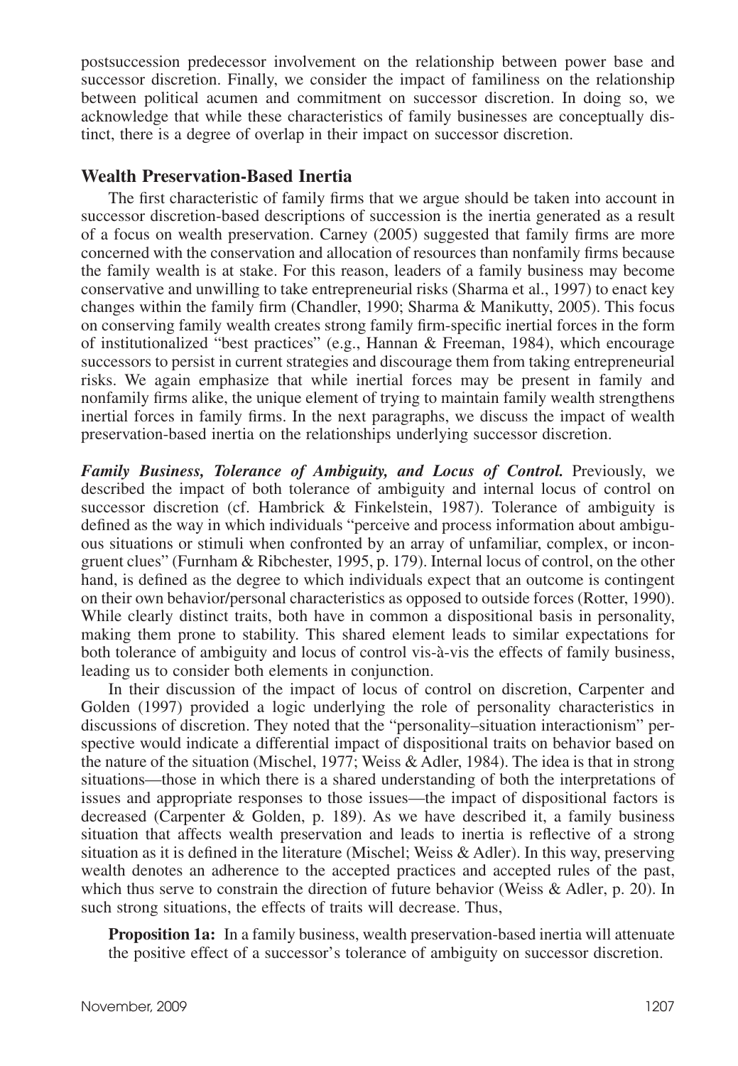postsuccession predecessor involvement on the relationship between power base and successor discretion. Finally, we consider the impact of familiness on the relationship between political acumen and commitment on successor discretion. In doing so, we acknowledge that while these characteristics of family businesses are conceptually distinct, there is a degree of overlap in their impact on successor discretion.

## Wealth Preservation-Based Inertia

The first characteristic of family firms that we argue should be taken into account in successor discretion-based descriptions of succession is the inertia generated as a result of a focus on wealth preservation. Carney (2005) suggested that family firms are more concerned with the conservation and allocation of resources than nonfamily firms because the family wealth is at stake. For this reason, leaders of a family business may become conservative and unwilling to take entrepreneurial risks (Sharma et al., 1997) to enact key changes within the family firm (Chandler, 1990; Sharma & Manikutty, 2005). This focus on conserving family wealth creates strong family firm-specific inertial forces in the form of institutionalized "best practices" (e.g., Hannan & Freeman, 1984), which encourage successors to persist in current strategies and discourage them from taking entrepreneurial risks. We again emphasize that while inertial forces may be present in family and nonfamily firms alike, the unique element of trying to maintain family wealth strengthens inertial forces in family firms. In the next paragraphs, we discuss the impact of wealth preservation-based inertia on the relationships underlying successor discretion.

***Family Business, Tolerance of Ambiguity, and Locus of Control.*** Previously, we described the impact of both tolerance of ambiguity and internal locus of control on successor discretion (cf. Hambrick & Finkelstein, 1987). Tolerance of ambiguity is defined as the way in which individuals "perceive and process information about ambiguous situations or stimuli when confronted by an array of unfamiliar, complex, or incongruent clues" (Furnham & Ribchester, 1995, p. 179). Internal locus of control, on the other hand, is defined as the degree to which individuals expect that an outcome is contingent on their own behavior/personal characteristics as opposed to outside forces (Rotter, 1990). While clearly distinct traits, both have in common a dispositional basis in personality, making them prone to stability. This shared element leads to similar expectations for both tolerance of ambiguity and locus of control vis-à-vis the effects of family business, leading us to consider both elements in conjunction.

In their discussion of the impact of locus of control on discretion, Carpenter and Golden (1997) provided a logic underlying the role of personality characteristics in discussions of discretion. They noted that the "personality–situation interactionism" perspective would indicate a differential impact of dispositional traits on behavior based on the nature of the situation (Mischel, 1977; Weiss & Adler, 1984). The idea is that in strong situations—those in which there is a shared understanding of both the interpretations of issues and appropriate responses to those issues—the impact of dispositional factors is decreased (Carpenter & Golden, p. 189). As we have described it, a family business situation that affects wealth preservation and leads to inertia is reflective of a strong situation as it is defined in the literature (Mischel; Weiss & Adler). In this way, preserving wealth denotes an adherence to the accepted practices and accepted rules of the past, which thus serve to constrain the direction of future behavior (Weiss & Adler, p. 20). In such strong situations, the effects of traits will decrease. Thus,

> **Proposition 1a:** In a family business, wealth preservation-based inertia will attenuate the positive effect of a successor's tolerance of ambiguity on successor discretion.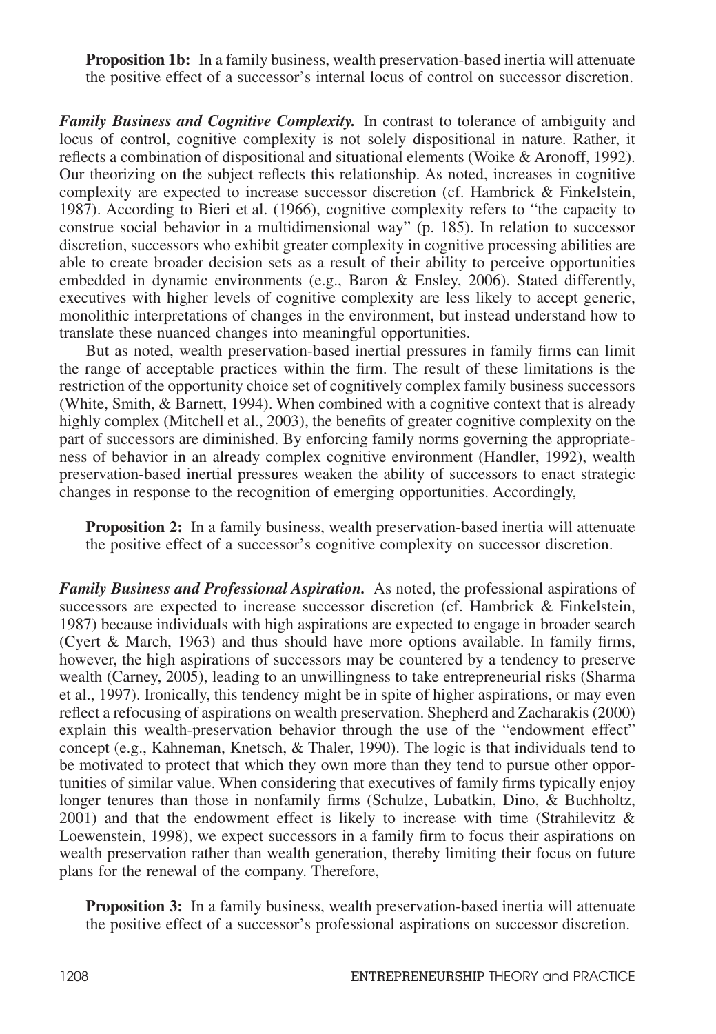**Proposition 1b:** In a family business, wealth preservation-based inertia will attenuate the positive effect of a successor's internal locus of control on successor discretion.

***Family Business and Cognitive Complexity.*** In contrast to tolerance of ambiguity and locus of control, cognitive complexity is not solely dispositional in nature. Rather, it reflects a combination of dispositional and situational elements (Woike & Aronoff, 1992). Our theorizing on the subject reflects this relationship. As noted, increases in cognitive complexity are expected to increase successor discretion (cf. Hambrick & Finkelstein, 1987). According to Bieri et al. (1966), cognitive complexity refers to "the capacity to construe social behavior in a multidimensional way" (p. 185). In relation to successor discretion, successors who exhibit greater complexity in cognitive processing abilities are able to create broader decision sets as a result of their ability to perceive opportunities embedded in dynamic environments (e.g., Baron & Ensley, 2006). Stated differently, executives with higher levels of cognitive complexity are less likely to accept generic, monolithic interpretations of changes in the environment, but instead understand how to translate these nuanced changes into meaningful opportunities.

But as noted, wealth preservation-based inertial pressures in family firms can limit the range of acceptable practices within the firm. The result of these limitations is the restriction of the opportunity choice set of cognitively complex family business successors (White, Smith, & Barnett, 1994). When combined with a cognitive context that is already highly complex (Mitchell et al., 2003), the benefits of greater cognitive complexity on the part of successors are diminished. By enforcing family norms governing the appropriateness of behavior in an already complex cognitive environment (Handler, 1992), wealth preservation-based inertial pressures weaken the ability of successors to enact strategic changes in response to the recognition of emerging opportunities. Accordingly,

**Proposition 2:** In a family business, wealth preservation-based inertia will attenuate the positive effect of a successor's cognitive complexity on successor discretion.

***Family Business and Professional Aspiration.*** As noted, the professional aspirations of successors are expected to increase successor discretion (cf. Hambrick & Finkelstein, 1987) because individuals with high aspirations are expected to engage in broader search (Cyert & March, 1963) and thus should have more options available. In family firms, however, the high aspirations of successors may be countered by a tendency to preserve wealth (Carney, 2005), leading to an unwillingness to take entrepreneurial risks (Sharma et al., 1997). Ironically, this tendency might be in spite of higher aspirations, or may even reflect a refocusing of aspirations on wealth preservation. Shepherd and Zacharakis (2000) explain this wealth-preservation behavior through the use of the "endowment effect" concept (e.g., Kahneman, Knetsch, & Thaler, 1990). The logic is that individuals tend to be motivated to protect that which they own more than they tend to pursue other opportunities of similar value. When considering that executives of family firms typically enjoy longer tenures than those in nonfamily firms (Schulze, Lubatkin, Dino, & Buchholtz, 2001) and that the endowment effect is likely to increase with time (Strahilevitz & Loewenstein, 1998), we expect successors in a family firm to focus their aspirations on wealth preservation rather than wealth generation, thereby limiting their focus on future plans for the renewal of the company. Therefore,

**Proposition 3:** In a family business, wealth preservation-based inertia will attenuate the positive effect of a successor's professional aspirations on successor discretion.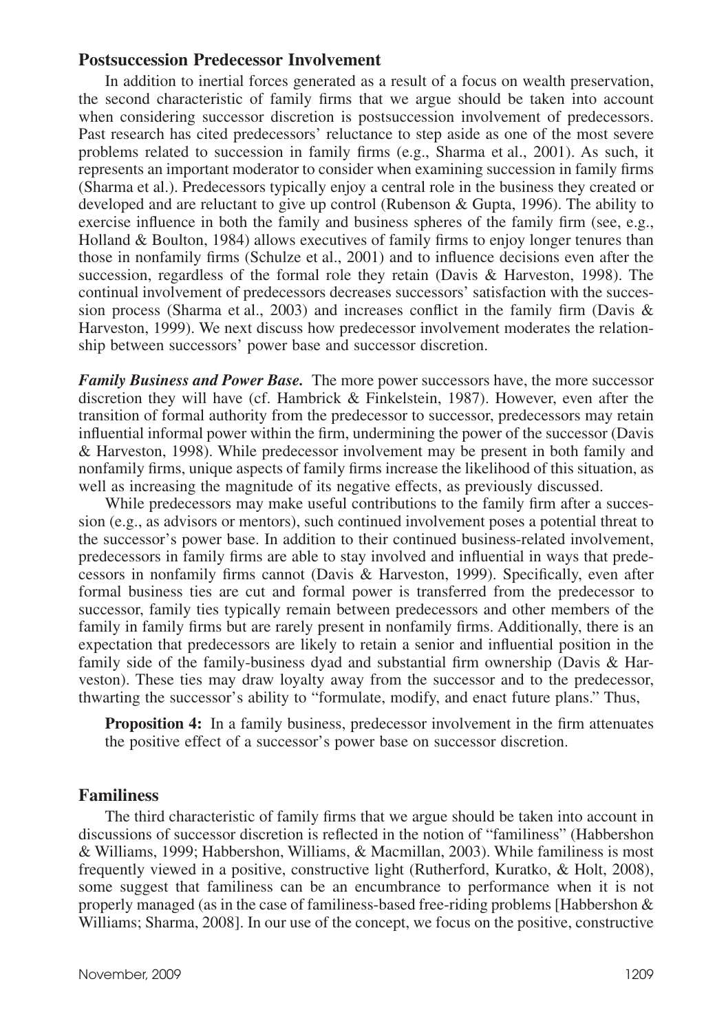## Postsuccession Predecessor Involvement

In addition to inertial forces generated as a result of a focus on wealth preservation, the second characteristic of family firms that we argue should be taken into account when considering successor discretion is postsuccession involvement of predecessors. Past research has cited predecessors' reluctance to step aside as one of the most severe problems related to succession in family firms (e.g., Sharma et al., 2001). As such, it represents an important moderator to consider when examining succession in family firms (Sharma et al.). Predecessors typically enjoy a central role in the business they created or developed and are reluctant to give up control (Rubenson & Gupta, 1996). The ability to exercise influence in both the family and business spheres of the family firm (see, e.g., Holland & Boulton, 1984) allows executives of family firms to enjoy longer tenures than those in nonfamily firms (Schulze et al., 2001) and to influence decisions even after the succession, regardless of the formal role they retain (Davis & Harveston, 1998). The continual involvement of predecessors decreases successors' satisfaction with the succession process (Sharma et al., 2003) and increases conflict in the family firm (Davis & Harveston, 1999). We next discuss how predecessor involvement moderates the relationship between successors' power base and successor discretion.

***Family Business and Power Base.*** The more power successors have, the more successor discretion they will have (cf. Hambrick & Finkelstein, 1987). However, even after the transition of formal authority from the predecessor to successor, predecessors may retain influential informal power within the firm, undermining the power of the successor (Davis & Harveston, 1998). While predecessor involvement may be present in both family and nonfamily firms, unique aspects of family firms increase the likelihood of this situation, as well as increasing the magnitude of its negative effects, as previously discussed.

While predecessors may make useful contributions to the family firm after a succession (e.g., as advisors or mentors), such continued involvement poses a potential threat to the successor's power base. In addition to their continued business-related involvement, predecessors in family firms are able to stay involved and influential in ways that predecessors in nonfamily firms cannot (Davis & Harveston, 1999). Specifically, even after formal business ties are cut and formal power is transferred from the predecessor to successor, family ties typically remain between predecessors and other members of the family in family firms but are rarely present in nonfamily firms. Additionally, there is an expectation that predecessors are likely to retain a senior and influential position in the family side of the family-business dyad and substantial firm ownership (Davis & Harveston). These ties may draw loyalty away from the successor and to the predecessor, thwarting the successor's ability to "formulate, modify, and enact future plans." Thus,

> **Proposition 4:** In a family business, predecessor involvement in the firm attenuates the positive effect of a successor's power base on successor discretion.

## Familiness

The third characteristic of family firms that we argue should be taken into account in discussions of successor discretion is reflected in the notion of "familiness" (Habbershon & Williams, 1999; Habbershon, Williams, & Macmillan, 2003). While familiness is most frequently viewed in a positive, constructive light (Rutherford, Kuratko, & Holt, 2008), some suggest that familiness can be an encumbrance to performance when it is not properly managed (as in the case of familiness-based free-riding problems [Habbershon & Williams; Sharma, 2008]. In our use of the concept, we focus on the positive, constructive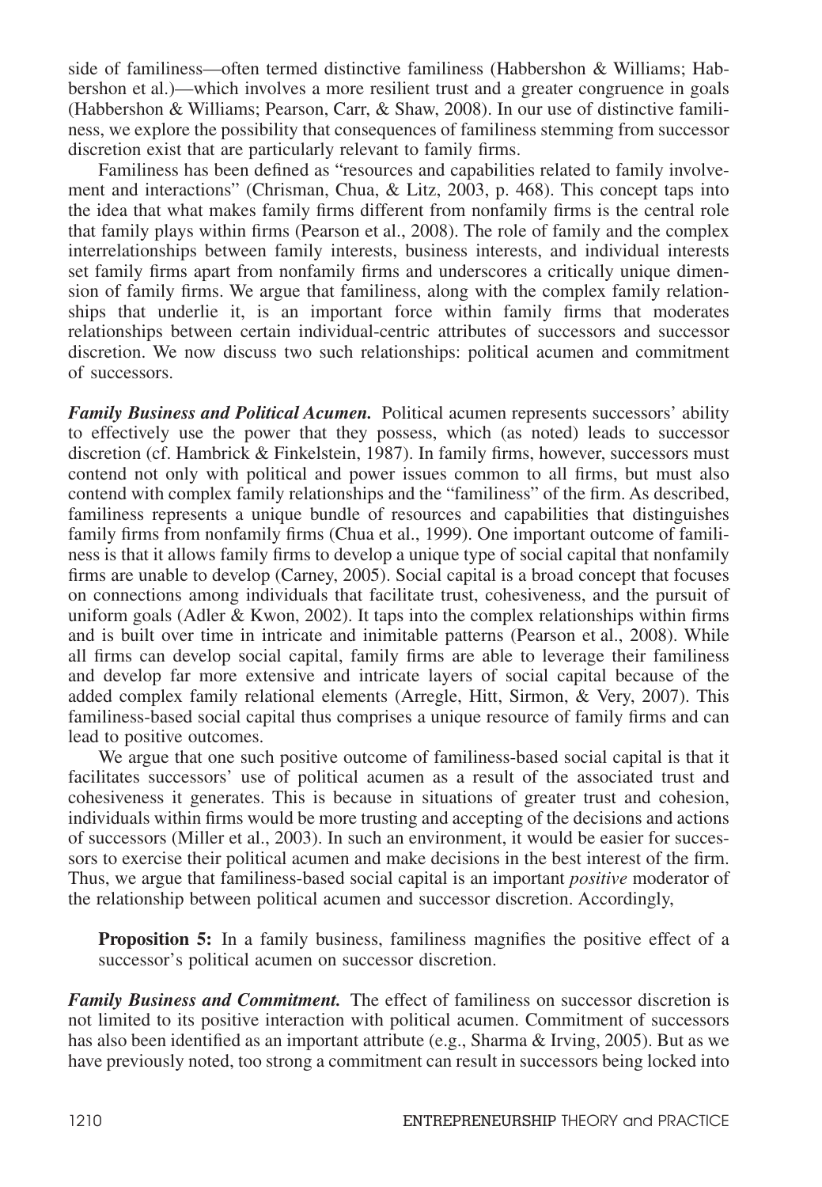side of familiness—often termed distinctive familiness (Habbershon & Williams; Habbershon et al.)—which involves a more resilient trust and a greater congruence in goals (Habbershon & Williams; Pearson, Carr, & Shaw, 2008). In our use of distinctive familiness, we explore the possibility that consequences of familiness stemming from successor discretion exist that are particularly relevant to family firms.

Familiness has been defined as "resources and capabilities related to family involvement and interactions" (Chrisman, Chua, & Litz, 2003, p. 468). This concept taps into the idea that what makes family firms different from nonfamily firms is the central role that family plays within firms (Pearson et al., 2008). The role of family and the complex interrelationships between family interests, business interests, and individual interests set family firms apart from nonfamily firms and underscores a critically unique dimension of family firms. We argue that familiness, along with the complex family relationships that underlie it, is an important force within family firms that moderates relationships between certain individual-centric attributes of successors and successor discretion. We now discuss two such relationships: political acumen and commitment of successors.

***Family Business and Political Acumen.*** Political acumen represents successors' ability to effectively use the power that they possess, which (as noted) leads to successor discretion (cf. Hambrick & Finkelstein, 1987). In family firms, however, successors must contend not only with political and power issues common to all firms, but must also contend with complex family relationships and the "familiness" of the firm. As described, familiness represents a unique bundle of resources and capabilities that distinguishes family firms from nonfamily firms (Chua et al., 1999). One important outcome of familiness is that it allows family firms to develop a unique type of social capital that nonfamily firms are unable to develop (Carney, 2005). Social capital is a broad concept that focuses on connections among individuals that facilitate trust, cohesiveness, and the pursuit of uniform goals (Adler & Kwon, 2002). It taps into the complex relationships within firms and is built over time in intricate and inimitable patterns (Pearson et al., 2008). While all firms can develop social capital, family firms are able to leverage their familiness and develop far more extensive and intricate layers of social capital because of the added complex family relational elements (Arregle, Hitt, Sirmon, & Very, 2007). This familiness-based social capital thus comprises a unique resource of family firms and can lead to positive outcomes.

We argue that one such positive outcome of familiness-based social capital is that it facilitates successors' use of political acumen as a result of the associated trust and cohesiveness it generates. This is because in situations of greater trust and cohesion, individuals within firms would be more trusting and accepting of the decisions and actions of successors (Miller et al., 2003). In such an environment, it would be easier for successors to exercise their political acumen and make decisions in the best interest of the firm. Thus, we argue that familiness-based social capital is an important *positive* moderator of the relationship between political acumen and successor discretion. Accordingly,

> **Proposition 5:** In a family business, familiness magnifies the positive effect of a successor's political acumen on successor discretion.

***Family Business and Commitment.*** The effect of familiness on successor discretion is not limited to its positive interaction with political acumen. Commitment of successors has also been identified as an important attribute (e.g., Sharma & Irving, 2005). But as we have previously noted, too strong a commitment can result in successors being locked into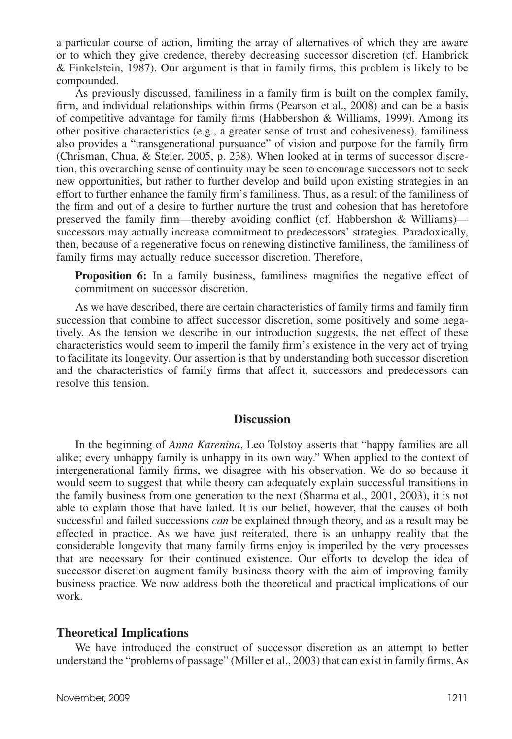a particular course of action, limiting the array of alternatives of which they are aware or to which they give credence, thereby decreasing successor discretion (cf. Hambrick & Finkelstein, 1987). Our argument is that in family firms, this problem is likely to be compounded.

As previously discussed, familiness in a family firm is built on the complex family, firm, and individual relationships within firms (Pearson et al., 2008) and can be a basis of competitive advantage for family firms (Habbershon & Williams, 1999). Among its other positive characteristics (e.g., a greater sense of trust and cohesiveness), familiness also provides a "transgenerational pursuance" of vision and purpose for the family firm (Chrisman, Chua, & Steier, 2005, p. 238). When looked at in terms of successor discretion, this overarching sense of continuity may be seen to encourage successors not to seek new opportunities, but rather to further develop and build upon existing strategies in an effort to further enhance the family firm's familiness. Thus, as a result of the familiness of the firm and out of a desire to further nurture the trust and cohesion that has heretofore preserved the family firm—thereby avoiding conflict (cf. Habbershon & Williams)—successors may actually increase commitment to predecessors' strategies. Paradoxically, then, because of a regenerative focus on renewing distinctive familiness, the familiness of family firms may actually reduce successor discretion. Therefore,

> **Proposition 6:** In a family business, familiness magnifies the negative effect of commitment on successor discretion.

As we have described, there are certain characteristics of family firms and family firm succession that combine to affect successor discretion, some positively and some negatively. As the tension we describe in our introduction suggests, the net effect of these characteristics would seem to imperil the family firm's existence in the very act of trying to facilitate its longevity. Our assertion is that by understanding both successor discretion and the characteristics of family firms that affect it, successors and predecessors can resolve this tension.

## Discussion

In the beginning of *Anna Karenina*, Leo Tolstoy asserts that "happy families are all alike; every unhappy family is unhappy in its own way." When applied to the context of intergenerational family firms, we disagree with his observation. We do so because it would seem to suggest that while theory can adequately explain successful transitions in the family business from one generation to the next (Sharma et al., 2001, 2003), it is not able to explain those that have failed. It is our belief, however, that the causes of both successful and failed successions *can* be explained through theory, and as a result may be effected in practice. As we have just reiterated, there is an unhappy reality that the considerable longevity that many family firms enjoy is imperiled by the very processes that are necessary for their continued existence. Our efforts to develop the idea of successor discretion augment family business theory with the aim of improving family business practice. We now address both the theoretical and practical implications of our work.

### Theoretical Implications

We have introduced the construct of successor discretion as an attempt to better understand the "problems of passage" (Miller et al., 2003) that can exist in family firms. As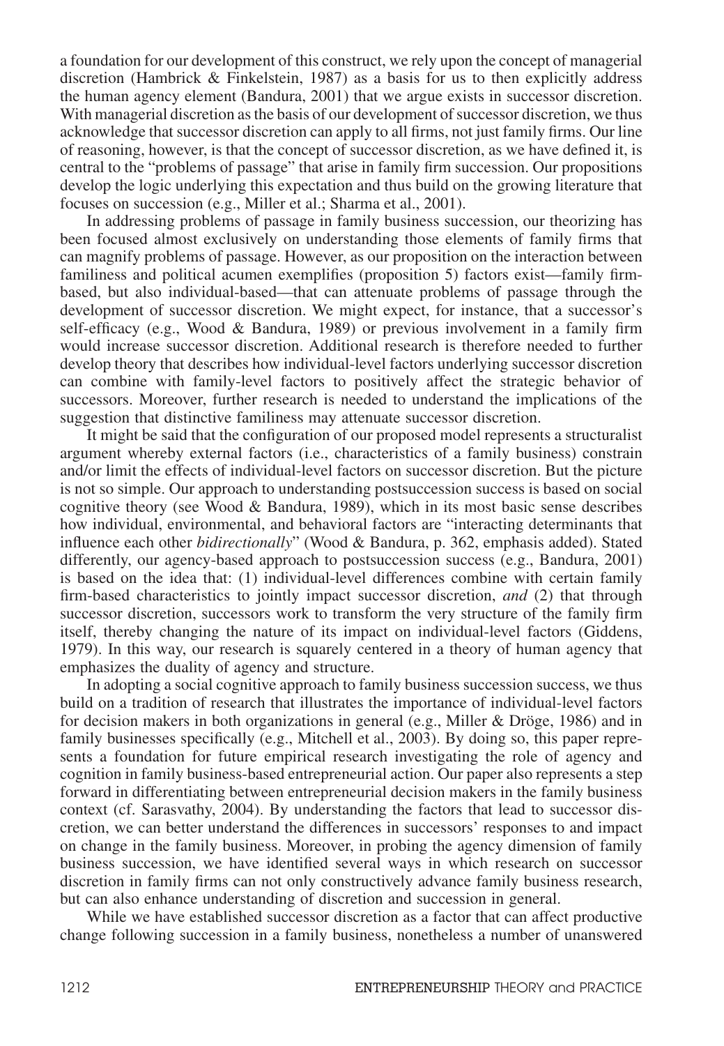a foundation for our development of this construct, we rely upon the concept of managerial discretion (Hambrick & Finkelstein, 1987) as a basis for us to then explicitly address the human agency element (Bandura, 2001) that we argue exists in successor discretion. With managerial discretion as the basis of our development of successor discretion, we thus acknowledge that successor discretion can apply to all firms, not just family firms. Our line of reasoning, however, is that the concept of successor discretion, as we have defined it, is central to the "problems of passage" that arise in family firm succession. Our propositions develop the logic underlying this expectation and thus build on the growing literature that focuses on succession (e.g., Miller et al.; Sharma et al., 2001).

In addressing problems of passage in family business succession, our theorizing has been focused almost exclusively on understanding those elements of family firms that can magnify problems of passage. However, as our proposition on the interaction between familiness and political acumen exemplifies (proposition 5) factors exist—family firm-based, but also individual-based—that can attenuate problems of passage through the development of successor discretion. We might expect, for instance, that a successor's self-efficacy (e.g., Wood & Bandura, 1989) or previous involvement in a family firm would increase successor discretion. Additional research is therefore needed to further develop theory that describes how individual-level factors underlying successor discretion can combine with family-level factors to positively affect the strategic behavior of successors. Moreover, further research is needed to understand the implications of the suggestion that distinctive familiness may attenuate successor discretion.

It might be said that the configuration of our proposed model represents a structuralist argument whereby external factors (i.e., characteristics of a family business) constrain and/or limit the effects of individual-level factors on successor discretion. But the picture is not so simple. Our approach to understanding postsuccession success is based on social cognitive theory (see Wood & Bandura, 1989), which in its most basic sense describes how individual, environmental, and behavioral factors are "interacting determinants that influence each other *bidirectionally*" (Wood & Bandura, p. 362, emphasis added). Stated differently, our agency-based approach to postsuccession success (e.g., Bandura, 2001) is based on the idea that: (1) individual-level differences combine with certain family firm-based characteristics to jointly impact successor discretion, *and* (2) that through successor discretion, successors work to transform the very structure of the family firm itself, thereby changing the nature of its impact on individual-level factors (Giddens, 1979). In this way, our research is squarely centered in a theory of human agency that emphasizes the duality of agency and structure.

In adopting a social cognitive approach to family business succession success, we thus build on a tradition of research that illustrates the importance of individual-level factors for decision makers in both organizations in general (e.g., Miller & Dröge, 1986) and in family businesses specifically (e.g., Mitchell et al., 2003). By doing so, this paper represents a foundation for future empirical research investigating the role of agency and cognition in family business-based entrepreneurial action. Our paper also represents a step forward in differentiating between entrepreneurial decision makers in the family business context (cf. Sarasvathy, 2004). By understanding the factors that lead to successor discretion, we can better understand the differences in successors' responses to and impact on change in the family business. Moreover, in probing the agency dimension of family business succession, we have identified several ways in which research on successor discretion in family firms can not only constructively advance family business research, but can also enhance understanding of discretion and succession in general.

While we have established successor discretion as a factor that can affect productive change following succession in a family business, nonetheless a number of unanswered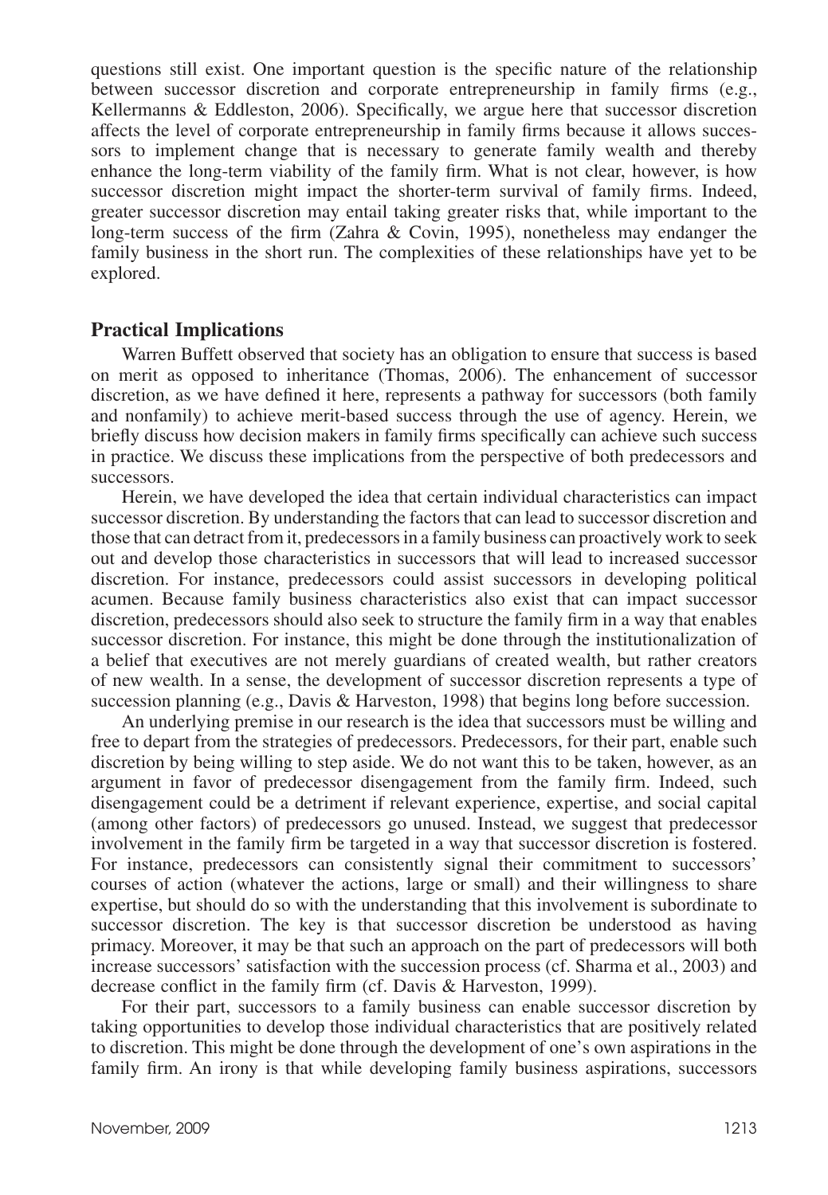questions still exist. One important question is the specific nature of the relationship between successor discretion and corporate entrepreneurship in family firms (e.g., Kellermanns & Eddleston, 2006). Specifically, we argue here that successor discretion affects the level of corporate entrepreneurship in family firms because it allows successors to implement change that is necessary to generate family wealth and thereby enhance the long-term viability of the family firm. What is not clear, however, is how successor discretion might impact the shorter-term survival of family firms. Indeed, greater successor discretion may entail taking greater risks that, while important to the long-term success of the firm (Zahra & Covin, 1995), nonetheless may endanger the family business in the short run. The complexities of these relationships have yet to be explored.

## Practical Implications

Warren Buffett observed that society has an obligation to ensure that success is based on merit as opposed to inheritance (Thomas, 2006). The enhancement of successor discretion, as we have defined it here, represents a pathway for successors (both family and nonfamily) to achieve merit-based success through the use of agency. Herein, we briefly discuss how decision makers in family firms specifically can achieve such success in practice. We discuss these implications from the perspective of both predecessors and successors.

Herein, we have developed the idea that certain individual characteristics can impact successor discretion. By understanding the factors that can lead to successor discretion and those that can detract from it, predecessors in a family business can proactively work to seek out and develop those characteristics in successors that will lead to increased successor discretion. For instance, predecessors could assist successors in developing political acumen. Because family business characteristics also exist that can impact successor discretion, predecessors should also seek to structure the family firm in a way that enables successor discretion. For instance, this might be done through the institutionalization of a belief that executives are not merely guardians of created wealth, but rather creators of new wealth. In a sense, the development of successor discretion represents a type of succession planning (e.g., Davis & Harveston, 1998) that begins long before succession.

An underlying premise in our research is the idea that successors must be willing and free to depart from the strategies of predecessors. Predecessors, for their part, enable such discretion by being willing to step aside. We do not want this to be taken, however, as an argument in favor of predecessor disengagement from the family firm. Indeed, such disengagement could be a detriment if relevant experience, expertise, and social capital (among other factors) of predecessors go unused. Instead, we suggest that predecessor involvement in the family firm be targeted in a way that successor discretion is fostered. For instance, predecessors can consistently signal their commitment to successors' courses of action (whatever the actions, large or small) and their willingness to share expertise, but should do so with the understanding that this involvement is subordinate to successor discretion. The key is that successor discretion be understood as having primacy. Moreover, it may be that such an approach on the part of predecessors will both increase successors' satisfaction with the succession process (cf. Sharma et al., 2003) and decrease conflict in the family firm (cf. Davis & Harveston, 1999).

For their part, successors to a family business can enable successor discretion by taking opportunities to develop those individual characteristics that are positively related to discretion. This might be done through the development of one's own aspirations in the family firm. An irony is that while developing family business aspirations, successors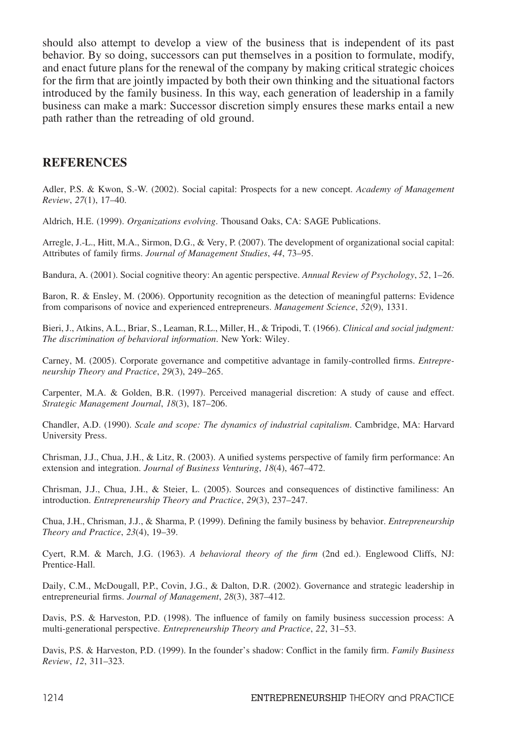should also attempt to develop a view of the business that is independent of its past behavior. By so doing, successors can put themselves in a position to formulate, modify, and enact future plans for the renewal of the company by making critical strategic choices for the firm that are jointly impacted by both their own thinking and the situational factors introduced by the family business. In this way, each generation of leadership in a family business can make a mark: Successor discretion simply ensures these marks entail a new path rather than the retreading of old ground.

## REFERENCES

Adler, P.S. & Kwon, S.-W. (2002). Social capital: Prospects for a new concept. *Academy of Management Review*, *27*(1), 17–40.

Aldrich, H.E. (1999). *Organizations evolving*. Thousand Oaks, CA: SAGE Publications.

Arregle, J.-L., Hitt, M.A., Sirmon, D.G., & Very, P. (2007). The development of organizational social capital: Attributes of family firms. *Journal of Management Studies*, *44*, 73–95.

Bandura, A. (2001). Social cognitive theory: An agentic perspective. *Annual Review of Psychology*, *52*, 1–26.

Baron, R. & Ensley, M. (2006). Opportunity recognition as the detection of meaningful patterns: Evidence from comparisons of novice and experienced entrepreneurs. *Management Science*, *52*(9), 1331.

Bieri, J., Atkins, A.L., Briar, S., Leaman, R.L., Miller, H., & Tripodi, T. (1966). *Clinical and social judgment: The discrimination of behavioral information*. New York: Wiley.

Carney, M. (2005). Corporate governance and competitive advantage in family-controlled firms. *Entrepreneurship Theory and Practice*, *29*(3), 249–265.

Carpenter, M.A. & Golden, B.R. (1997). Perceived managerial discretion: A study of cause and effect. *Strategic Management Journal*, *18*(3), 187–206.

Chandler, A.D. (1990). *Scale and scope: The dynamics of industrial capitalism*. Cambridge, MA: Harvard University Press.

Chrisman, J.J., Chua, J.H., & Litz, R. (2003). A unified systems perspective of family firm performance: An extension and integration. *Journal of Business Venturing*, *18*(4), 467–472.

Chrisman, J.J., Chua, J.H., & Steier, L. (2005). Sources and consequences of distinctive familiness: An introduction. *Entrepreneurship Theory and Practice*, *29*(3), 237–247.

Chua, J.H., Chrisman, J.J., & Sharma, P. (1999). Defining the family business by behavior. *Entrepreneurship Theory and Practice*, *23*(4), 19–39.

Cyert, R.M. & March, J.G. (1963). *A behavioral theory of the firm* (2nd ed.). Englewood Cliffs, NJ: Prentice-Hall.

Daily, C.M., McDougall, P.P., Covin, J.G., & Dalton, D.R. (2002). Governance and strategic leadership in entrepreneurial firms. *Journal of Management*, *28*(3), 387–412.

Davis, P.S. & Harveston, P.D. (1998). The influence of family on family business succession process: A multi-generational perspective. *Entrepreneurship Theory and Practice*, *22*, 31–53.

Davis, P.S. & Harveston, P.D. (1999). In the founder's shadow: Conflict in the family firm. *Family Business Review*, *12*, 311–323.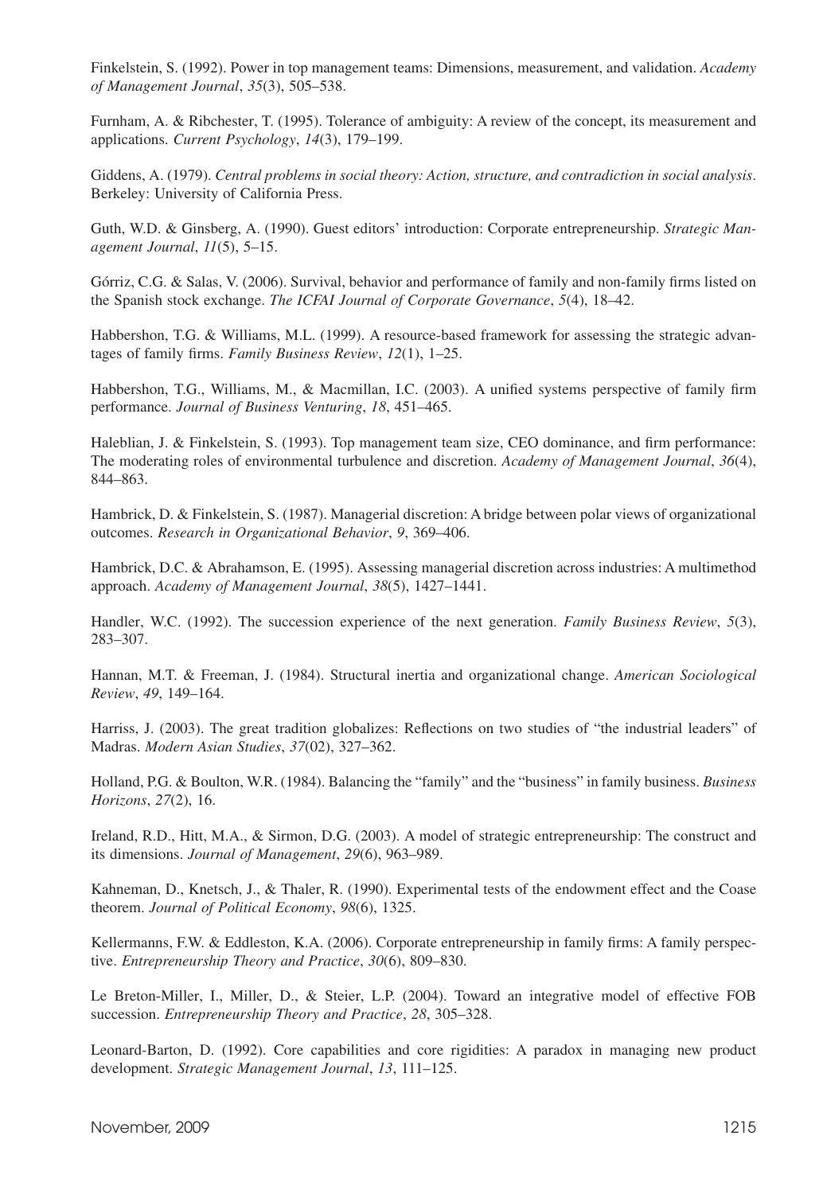Finkelstein, S. (1992). Power in top management teams: Dimensions, measurement, and validation. *Academy of Management Journal*, *35*(3), 505–538.

Furnham, A. & Ribchester, T. (1995). Tolerance of ambiguity: A review of the concept, its measurement and applications. *Current Psychology*, *14*(3), 179–199.

Giddens, A. (1979). *Central problems in social theory: Action, structure, and contradiction in social analysis*. Berkeley: University of California Press.

Guth, W.D. & Ginsberg, A. (1990). Guest editors' introduction: Corporate entrepreneurship. *Strategic Management Journal*, *11*(5), 5–15.

Górriz, C.G. & Salas, V. (2006). Survival, behavior and performance of family and non-family firms listed on the Spanish stock exchange. *The ICFAI Journal of Corporate Governance*, *5*(4), 18–42.

Habbershon, T.G. & Williams, M.L. (1999). A resource-based framework for assessing the strategic advantages of family firms. *Family Business Review*, *12*(1), 1–25.

Habbershon, T.G., Williams, M., & Macmillan, I.C. (2003). A unified systems perspective of family firm performance. *Journal of Business Venturing*, *18*, 451–465.

Haleblian, J. & Finkelstein, S. (1993). Top management team size, CEO dominance, and firm performance: The moderating roles of environmental turbulence and discretion. *Academy of Management Journal*, *36*(4), 844–863.

Hambrick, D. & Finkelstein, S. (1987). Managerial discretion: A bridge between polar views of organizational outcomes. *Research in Organizational Behavior*, *9*, 369–406.

Hambrick, D.C. & Abrahamson, E. (1995). Assessing managerial discretion across industries: A multimethod approach. *Academy of Management Journal*, *38*(5), 1427–1441.

Handler, W.C. (1992). The succession experience of the next generation. *Family Business Review*, *5*(3), 283–307.

Hannan, M.T. & Freeman, J. (1984). Structural inertia and organizational change. *American Sociological Review*, *49*, 149–164.

Harriss, J. (2003). The great tradition globalizes: Reflections on two studies of "the industrial leaders" of Madras. *Modern Asian Studies*, *37*(02), 327–362.

Holland, P.G. & Boulton, W.R. (1984). Balancing the "family" and the "business" in family business. *Business Horizons*, *27*(2), 16.

Ireland, R.D., Hitt, M.A., & Sirmon, D.G. (2003). A model of strategic entrepreneurship: The construct and its dimensions. *Journal of Management*, *29*(6), 963–989.

Kahneman, D., Knetsch, J., & Thaler, R. (1990). Experimental tests of the endowment effect and the Coase theorem. *Journal of Political Economy*, *98*(6), 1325.

Kellermanns, F.W. & Eddleston, K.A. (2006). Corporate entrepreneurship in family firms: A family perspective. *Entrepreneurship Theory and Practice*, *30*(6), 809–830.

Le Breton-Miller, I., Miller, D., & Steier, L.P. (2004). Toward an integrative model of effective FOB succession. *Entrepreneurship Theory and Practice*, *28*, 305–328.

Leonard-Barton, D. (1992). Core capabilities and core rigidities: A paradox in managing new product development. *Strategic Management Journal*, *13*, 111–125.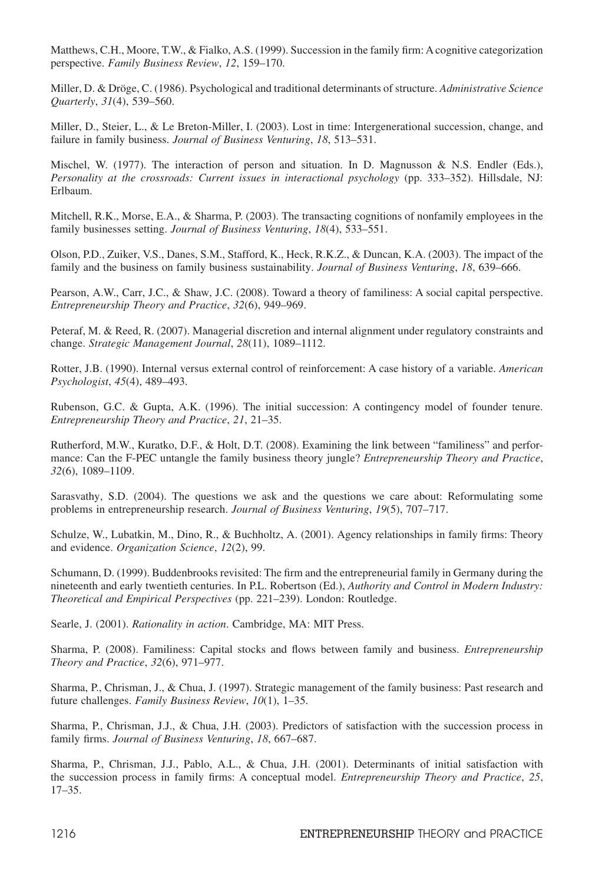Matthews, C.H., Moore, T.W., & Fialko, A.S. (1999). Succession in the family firm: A cognitive categorization perspective. *Family Business Review*, *12*, 159–170.

Miller, D. & Dröge, C. (1986). Psychological and traditional determinants of structure. *Administrative Science Quarterly*, *31*(4), 539–560.

Miller, D., Steier, L., & Le Breton-Miller, I. (2003). Lost in time: Intergenerational succession, change, and failure in family business. *Journal of Business Venturing*, *18*, 513–531.

Mischel, W. (1977). The interaction of person and situation. In D. Magnusson & N.S. Endler (Eds.), *Personality at the crossroads: Current issues in interactional psychology* (pp. 333–352). Hillsdale, NJ: Erlbaum.

Mitchell, R.K., Morse, E.A., & Sharma, P. (2003). The transacting cognitions of nonfamily employees in the family businesses setting. *Journal of Business Venturing*, *18*(4), 533–551.

Olson, P.D., Zuiker, V.S., Danes, S.M., Stafford, K., Heck, R.K.Z., & Duncan, K.A. (2003). The impact of the family and the business on family business sustainability. *Journal of Business Venturing*, *18*, 639–666.

Pearson, A.W., Carr, J.C., & Shaw, J.C. (2008). Toward a theory of familiness: A social capital perspective. *Entrepreneurship Theory and Practice*, *32*(6), 949–969.

Peteraf, M. & Reed, R. (2007). Managerial discretion and internal alignment under regulatory constraints and change. *Strategic Management Journal*, *28*(11), 1089–1112.

Rotter, J.B. (1990). Internal versus external control of reinforcement: A case history of a variable. *American Psychologist*, *45*(4), 489–493.

Rubenson, G.C. & Gupta, A.K. (1996). The initial succession: A contingency model of founder tenure. *Entrepreneurship Theory and Practice*, *21*, 21–35.

Rutherford, M.W., Kuratko, D.F., & Holt, D.T. (2008). Examining the link between "familiness" and performance: Can the F-PEC untangle the family business theory jungle? *Entrepreneurship Theory and Practice*, *32*(6), 1089–1109.

Sarasvathy, S.D. (2004). The questions we ask and the questions we care about: Reformulating some problems in entrepreneurship research. *Journal of Business Venturing*, *19*(5), 707–717.

Schulze, W., Lubatkin, M., Dino, R., & Buchholtz, A. (2001). Agency relationships in family firms: Theory and evidence. *Organization Science*, *12*(2), 99.

Schumann, D. (1999). Buddenbrooks revisited: The firm and the entrepreneurial family in Germany during the nineteenth and early twentieth centuries. In P.L. Robertson (Ed.), *Authority and Control in Modern Industry: Theoretical and Empirical Perspectives* (pp. 221–239). London: Routledge.

Searle, J. (2001). *Rationality in action*. Cambridge, MA: MIT Press.

Sharma, P. (2008). Familiness: Capital stocks and flows between family and business. *Entrepreneurship Theory and Practice*, *32*(6), 971–977.

Sharma, P., Chrisman, J., & Chua, J. (1997). Strategic management of the family business: Past research and future challenges. *Family Business Review*, *10*(1), 1–35.

Sharma, P., Chrisman, J.J., & Chua, J.H. (2003). Predictors of satisfaction with the succession process in family firms. *Journal of Business Venturing*, *18*, 667–687.

Sharma, P., Chrisman, J.J., Pablo, A.L., & Chua, J.H. (2001). Determinants of initial satisfaction with the succession process in family firms: A conceptual model. *Entrepreneurship Theory and Practice*, *25*, 17–35.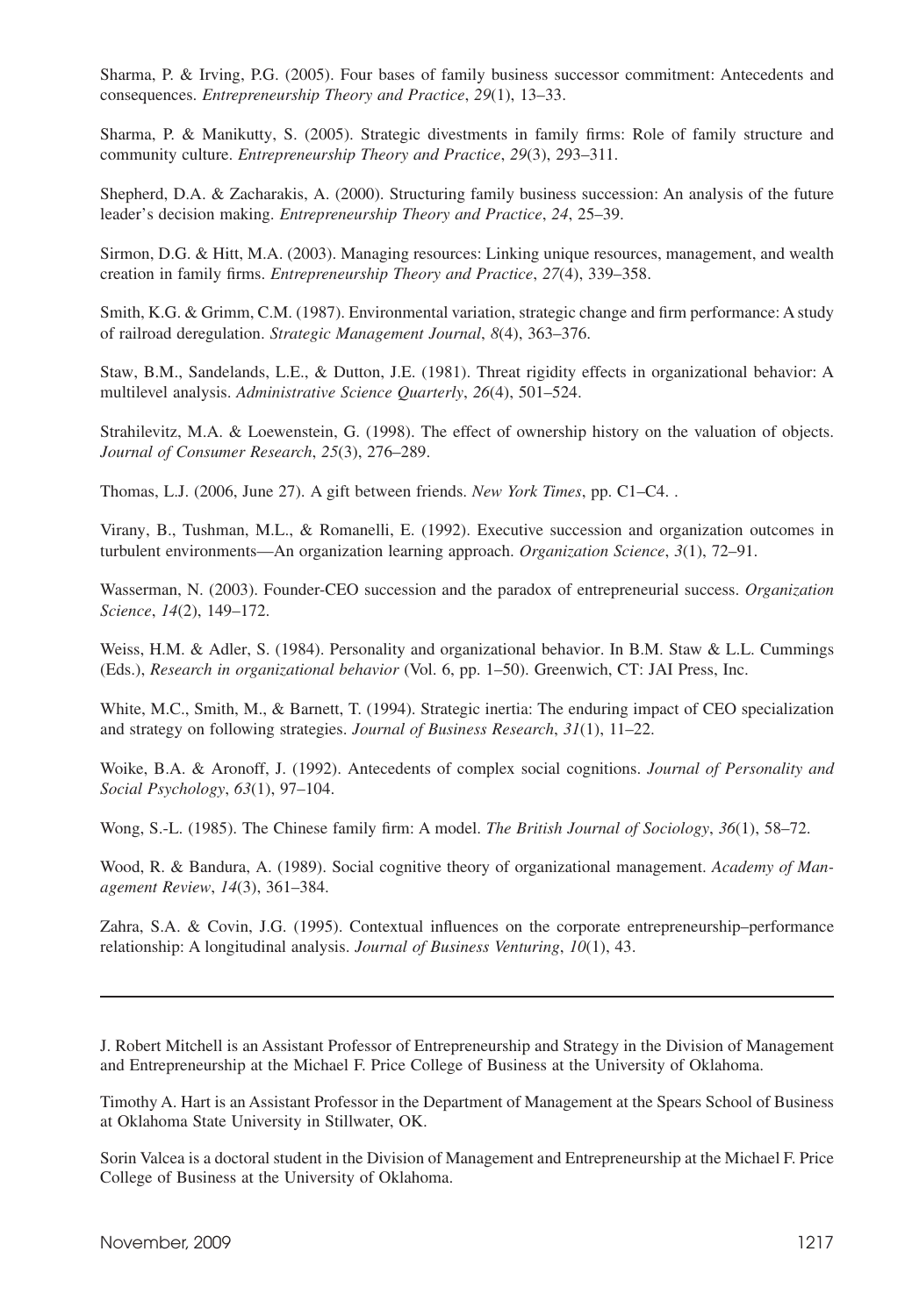Sharma, P. & Irving, P.G. (2005). Four bases of family business successor commitment: Antecedents and consequences. *Entrepreneurship Theory and Practice*, *29*(1), 13–33.

Sharma, P. & Manikutty, S. (2005). Strategic divestments in family firms: Role of family structure and community culture. *Entrepreneurship Theory and Practice*, *29*(3), 293–311.

Shepherd, D.A. & Zacharakis, A. (2000). Structuring family business succession: An analysis of the future leader's decision making. *Entrepreneurship Theory and Practice*, *24*, 25–39.

Sirmon, D.G. & Hitt, M.A. (2003). Managing resources: Linking unique resources, management, and wealth creation in family firms. *Entrepreneurship Theory and Practice*, *27*(4), 339–358.

Smith, K.G. & Grimm, C.M. (1987). Environmental variation, strategic change and firm performance: A study of railroad deregulation. *Strategic Management Journal*, *8*(4), 363–376.

Staw, B.M., Sandelands, L.E., & Dutton, J.E. (1981). Threat rigidity effects in organizational behavior: A multilevel analysis. *Administrative Science Quarterly*, *26*(4), 501–524.

Strahilevitz, M.A. & Loewenstein, G. (1998). The effect of ownership history on the valuation of objects. *Journal of Consumer Research*, *25*(3), 276–289.

Thomas, L.J. (2006, June 27). A gift between friends. *New York Times*, pp. C1–C4. .

Virany, B., Tushman, M.L., & Romanelli, E. (1992). Executive succession and organization outcomes in turbulent environments—An organization learning approach. *Organization Science*, *3*(1), 72–91.

Wasserman, N. (2003). Founder-CEO succession and the paradox of entrepreneurial success. *Organization Science*, *14*(2), 149–172.

Weiss, H.M. & Adler, S. (1984). Personality and organizational behavior. In B.M. Staw & L.L. Cummings (Eds.), *Research in organizational behavior* (Vol. 6, pp. 1–50). Greenwich, CT: JAI Press, Inc.

White, M.C., Smith, M., & Barnett, T. (1994). Strategic inertia: The enduring impact of CEO specialization and strategy on following strategies. *Journal of Business Research*, *31*(1), 11–22.

Woike, B.A. & Aronoff, J. (1992). Antecedents of complex social cognitions. *Journal of Personality and Social Psychology*, *63*(1), 97–104.

Wong, S.-L. (1985). The Chinese family firm: A model. *The British Journal of Sociology*, *36*(1), 58–72.

Wood, R. & Bandura, A. (1989). Social cognitive theory of organizational management. *Academy of Management Review*, *14*(3), 361–384.

Zahra, S.A. & Covin, J.G. (1995). Contextual influences on the corporate entrepreneurship–performance relationship: A longitudinal analysis. *Journal of Business Venturing*, *10*(1), 43.

---

J. Robert Mitchell is an Assistant Professor of Entrepreneurship and Strategy in the Division of Management and Entrepreneurship at the Michael F. Price College of Business at the University of Oklahoma.

Timothy A. Hart is an Assistant Professor in the Department of Management at the Spears School of Business at Oklahoma State University in Stillwater, OK.

Sorin Valcea is a doctoral student in the Division of Management and Entrepreneurship at the Michael F. Price College of Business at the University of Oklahoma.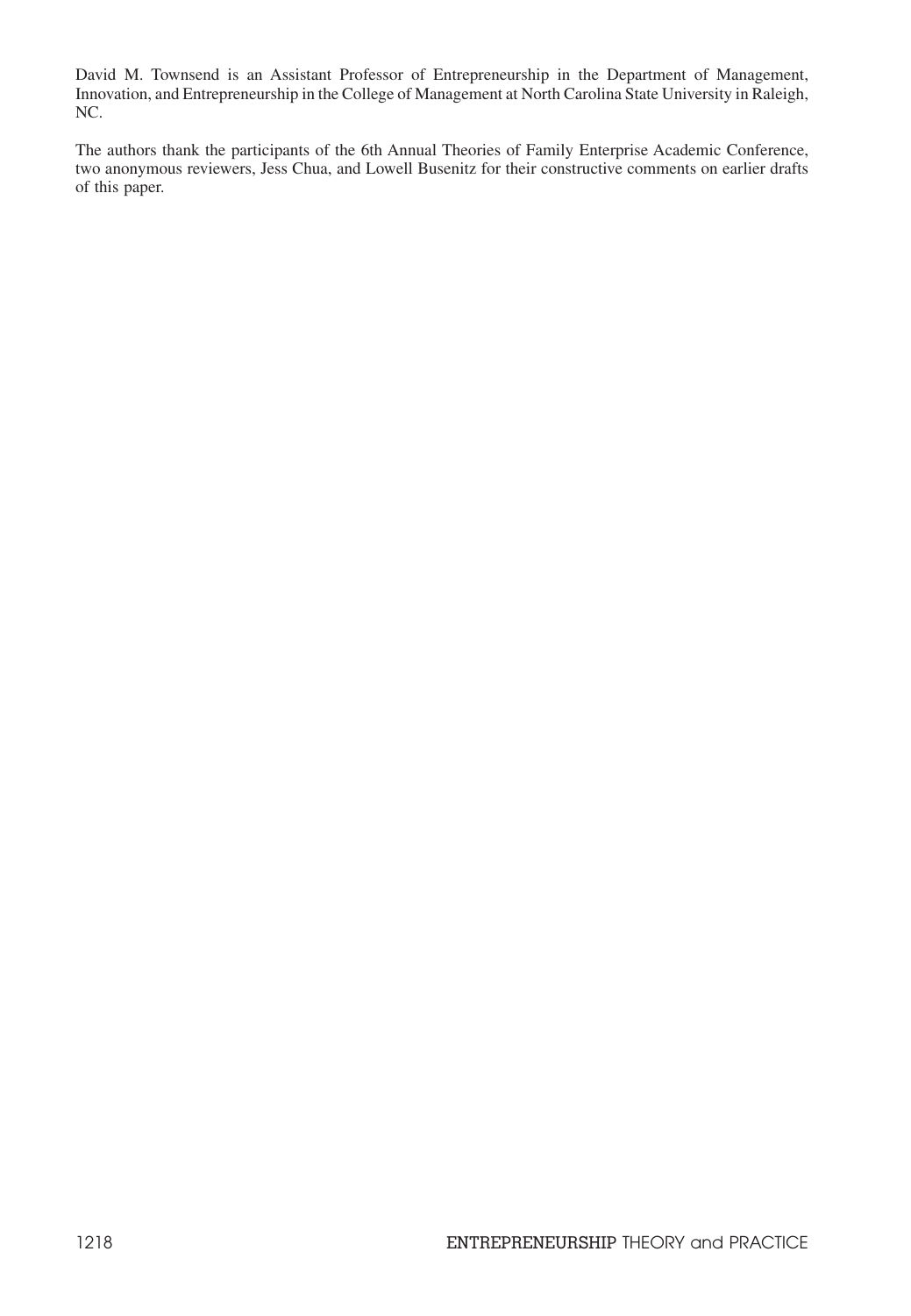David M. Townsend is an Assistant Professor of Entrepreneurship in the Department of Management, Innovation, and Entrepreneurship in the College of Management at North Carolina State University in Raleigh, NC.

The authors thank the participants of the 6th Annual Theories of Family Enterprise Academic Conference, two anonymous reviewers, Jess Chua, and Lowell Busenitz for their constructive comments on earlier drafts of this paper.